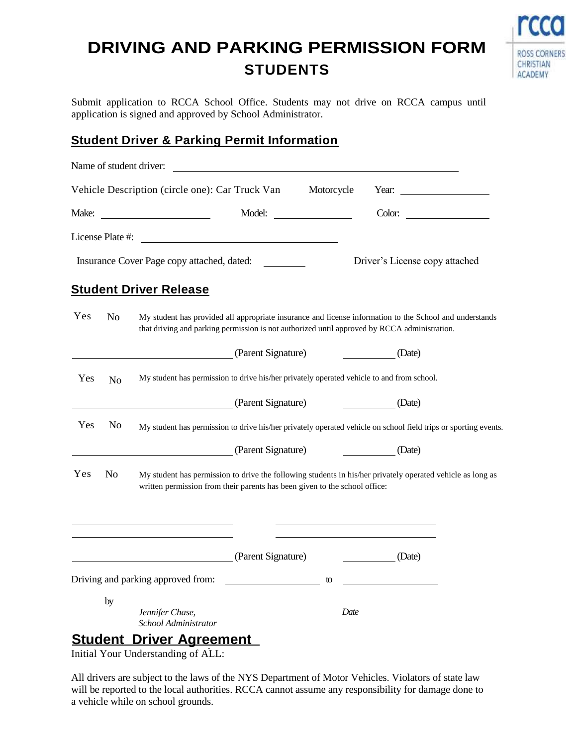# DRIVING AND PARKING PERMISSION FORM

## STUDENTS

rcca ROSS CORNERS CHRISTIAN ACADEMY

Submit application to RCCA School Office. Students may not drive on RCCA campus until application is signed and approved by School Administrator.

## Student Driver & Parking Permit Information

Name of student driver: ______________________________

Vehicle Description (circle one): Car Truck Van Motorcycle Year: ____________

Make: ______________ Model: ____________ Color: ____________

License Plate #: ______________________

Insurance Cover Page copy attached, dated: ________ Driver's License copy attached

## Student Driver Release

Yes No My student has provided all appropriate insurance and license information to the School and understands that driving and parking permission is not authorized until approved by RCCA administration.

______________________ (Parent Signature) ________ (Date)

Yes No My student has permission to drive his/her privately operated vehicle to and from school.

______________________ (Parent Signature) ________ (Date)

Yes No My student has permission to drive his/her privately operated vehicle on school field trips or sporting events.

______________________ (Parent Signature) ________ (Date)

Yes No My student has permission to drive the following students in his/her privately operated vehicle as long as written permission from their parents has been given to the school office:

______________________ ______________________

______________________ ______________________

______________________ ______________________

______________________ (Parent Signature) ________ (Date)

Driving and parking approved from: ______________ to ______________

by ______________________ ______________

*Jennifer Chase,* *Date*

*School Administrator*

## Student Driver Agreement

Initial Your Understanding of ALL:

All drivers are subject to the laws of the NYS Department of Motor Vehicles. Violators of state law will be reported to the local authorities. RCCA cannot assume any responsibility for damage done to a vehicle while on school grounds.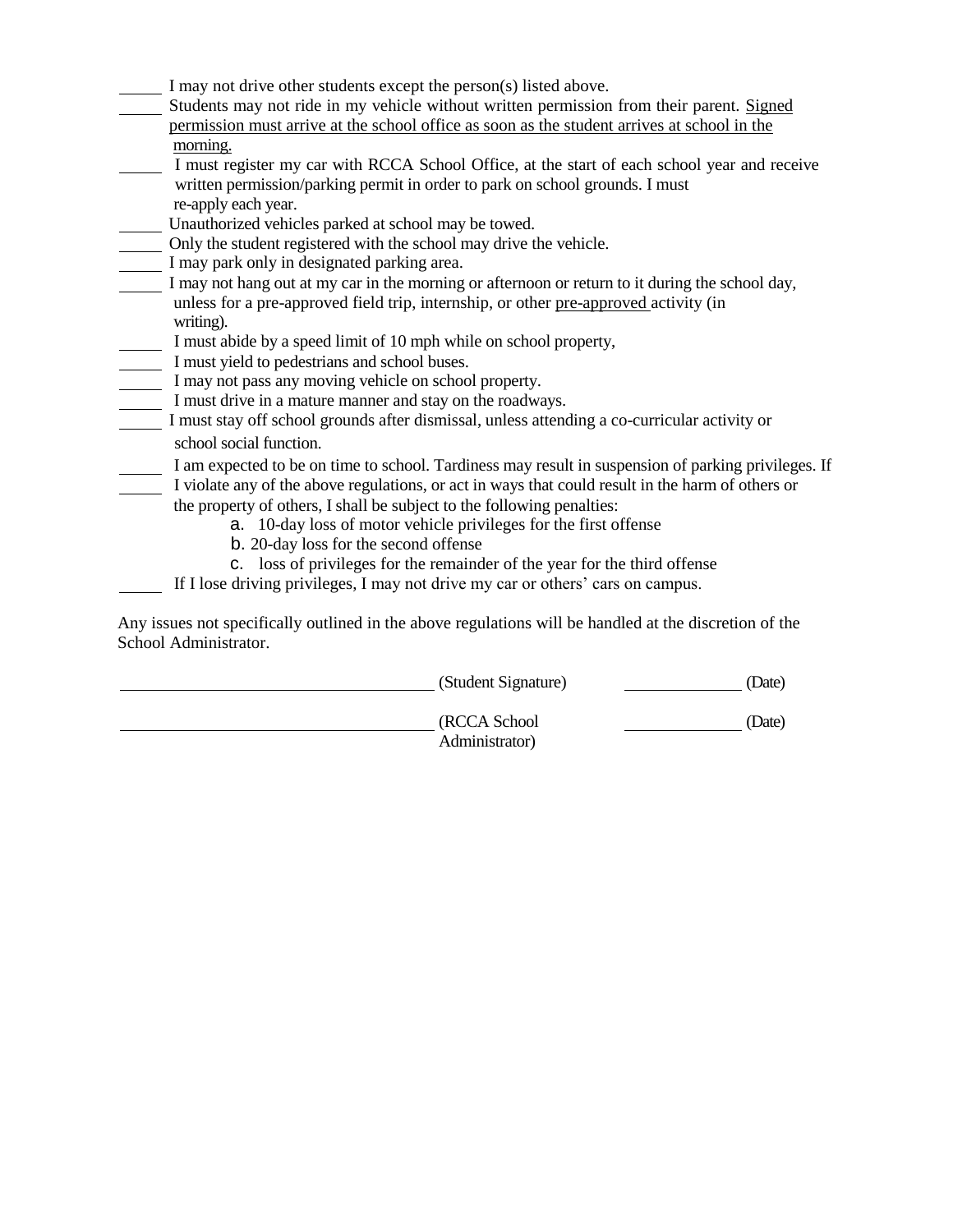_____ I may not drive other students except the person(s) listed above.

_____ Students may not ride in my vehicle without written permission from their parent. <u>Signed permission must arrive at the school office as soon as the student arrives at school in the morning.</u>

_____ I must register my car with RCCA School Office, at the start of each school year and receive written permission/parking permit in order to park on school grounds. I must re-apply each year.

_____ Unauthorized vehicles parked at school may be towed.

_____ Only the student registered with the school may drive the vehicle.

_____ I may park only in designated parking area.

_____ I may not hang out at my car in the morning or afternoon or return to it during the school day, unless for a pre-approved field trip, internship, or other <u>pre-approved</u> activity (in writing).

_____ I must abide by a speed limit of 10 mph while on school property,

_____ I must yield to pedestrians and school buses.

_____ I may not pass any moving vehicle on school property.

_____ I must drive in a mature manner and stay on the roadways.

_____ I must stay off school grounds after dismissal, unless attending a co-curricular activity or school social function.

_____ I am expected to be on time to school. Tardiness may result in suspension of parking privileges. If

_____ I violate any of the above regulations, or act in ways that could result in the harm of others or the property of others, I shall be subject to the following penalties:

a. 10-day loss of motor vehicle privileges for the first offense
b. 20-day loss for the second offense
c. loss of privileges for the remainder of the year for the third offense

_____ If I lose driving privileges, I may not drive my car or others' cars on campus.

Any issues not specifically outlined in the above regulations will be handled at the discretion of the School Administrator.

_______________________________ (Student Signature) _____________ (Date)

_______________________________ (RCCA School Administrator) _____________ (Date)